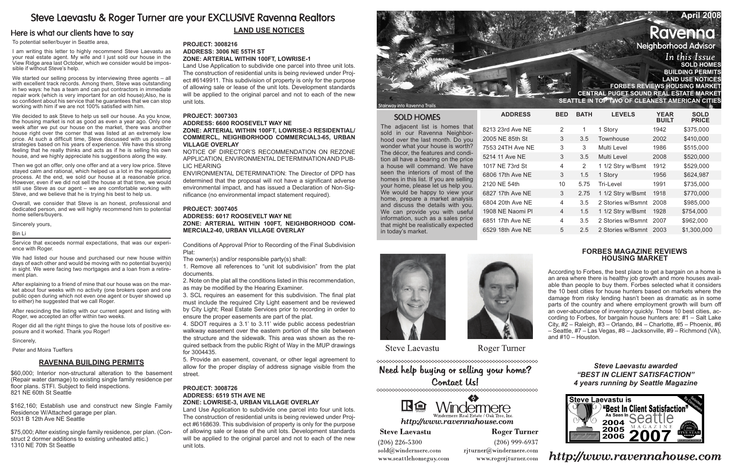# Steve Laevastu & Roger Turner are your EXCLUSIVE Ravenna Realtors

## Here is what our clients have to say

To potential seller/buyer in Seattle area,

I am writing this letter to highly recommend Steve Laevastu as your real estate agent. My wife and I just sold our house in the View Ridge area last October, which we consider would be impossible if without Steve's help.

We started our selling process by interviewing three agents – all with excellent track records. Among them, Steve was outstanding in two ways: he has a team and can put contractors in immediate repair work (which is very important for an old house);Also, he is so confident about his service that he guarantees that we can stop working with him if we are not 100% satisfied with him.

We decided to ask Steve to help us sell our house. As you know, the housing market is not as good as even a year ago. Only one week after we put our house on the market, there was another house right over the corner that was listed at an extremely low price. At such a difficult time, Steve discussed with us possible strategies based on his years of experience. We have this strong feeling that he really thinks and acts as if he is selling his own house, and we highly appreciate his suggestions along the way.

Then we got an offer, only one offer and at a very low price. Steve stayed calm and rational, which helped us a lot in the negotiating process. At the end, we sold our house at a reasonable price. However, even if we did not sell the house at that time, we would still use Steve as our agent – we are comfortable working with Steve, and we believe that he is trying his best to help us.

Overall, we consider that Steve is an honest, professional and dedicated person, and we will highly recommend him to potential home sellers/buyers.

Sincerely yours,

Bin Li

---

Service that exceeds normal expectations, that was our experience with Roger.

We had listed our house and purchased our new house within days of each other and would be moving with no potential buyer(s) in sight. We were facing two mortgages and a loan from a retirement plan.

After explaining to a friend of mine that our house was on the market for about four weeks with no activity (one brokers open and one public open house during which not even one agent or buyer showed up to either) he suggested that we call Roger.

After rescinding the listing with our current agent and listing with Roger, we accepted an offer within two weeks.

Roger did all the right things to give the house lots of positive exposure and it worked. Thank you Roger!

Sincerely,

Peter and Moira Tueffers

## RAVENNA BUILDING PERMITS

$60,000; Interior non-structural alteration to the basement (Repair water damage) to existing single family residence per floor plans. STFI. Subject to field inspections.
821 NE 60th St Seattle

$162,160; Establish use and construct new Single Family Residence W/Attached garage per plan.
5031 B 12th Ave NE Seattle

$75,000; Alter existing single family residence, per plan. (Construct 2 dormer additions to existing unheated attic.)
1310 NE 70th St Seattle

## LAND USE NOTICES

**PROJECT: 3008216**
**ADDRESS: 3006 NE 55TH ST**
**ZONE: ARTERIAL WITHIN 100FT, LOWRISE-1**

Land Use Application to subdivide one parcel into three unit lots. The construction of residential units is being reviewed under Project #6149911. This subdivision of property is only for the purpose of allowing sale or lease of the unit lots. Development standards will be applied to the original parcel and not to each of the new unit lots.

**PROJECT: 3007303**
**ADDRESS: 6600 ROOSEVELT WAY NE**
**ZONE: ARTERIAL WITHIN 100FT, LOWRISE-3 RESIDENTIAL/ COMMERCL, NEIGHBORHOOD COMMERCIAL3-65, URBAN VILLAGE OVERLAY**

NOTICE OF DIRECTOR'S RECOMMENDATION ON REZONE APPLICATION, ENVIRONMENTAL DETERMINATION AND PUBLIC HEARING

ENVIRONMENTAL DETERMINATION: The Director of DPD has determined that the proposal will not have a significant adverse environmental impact, and has issued a Declaration of Non-Significance (no environmental impact statement required).

**PROJECT: 3007405**
**ADDRESS: 6017 ROOSEVELT WAY NE**
**ZONE: ARTERIAL WITHIN 100FT, NEIGHBORHOOD COMMERCIAL2-40, URBAN VILLAGE OVERLAY**

Conditions of Approval Prior to Recording of the Final Subdivision Plat:

The owner(s) and/or responsible party(s) shall:

1. Remove all references to "unit lot subdivision" from the plat documents.
2. Note on the plat all the conditions listed in this recommendation, as may be modified by the Hearing Examiner.
3. SCL requires an easement for this subdivision. The final plat must include the required City Light easement and be reviewed by City Light; Real Estate Services prior to recording in order to ensure the proper easements are part of the plat.
4. SDOT requires a 3.1' to 3.11' wide public access pedestrian walkway easement over the eastern portion of the site between the structure and the sidewalk. This area was shown as the required setback from the public Right of Way in the MUP drawings for 3004435.
5. Provide an easement, covenant, or other legal agreement to allow for the proper display of address signage visible from the street.

**PROJECT: 3008726**
**ADDRESS: 6519 5TH AVE NE**
**ZONE: LOWRISE-3, URBAN VILLAGE OVERLAY**

Land Use Application to subdivide one parcel into four unit lots. The construction of residential units is being reviewed under Project #6168639. This subdivision of property is only for the purpose of allowing sale or lease of the unit lots. Development standards will be applied to the original parcel and not to each of the new unit lots.

# Ravenna Neighborhood Advisor

April 2008

Stairway into Ravenna Trails

*In this Issue*
**SOLD HOMES**
**BUILDING PERMITS**
**LAND USE NOTICES**
**FORBES REVIEWS HOUSING MARKET**
**CENTRAL PUGET SOUND REAL ESTATE MARKET**
**SEATTLE IN TOP TWO OF CLEANEST AMERICAN CITIES**

## SOLD HOMES

The adjacent list is homes that sold in our Ravenna Neighborhood over the last month. Do you wonder what your house is worth? The décor, the features and condition all have a bearing on the price a house will command. We have seen the interiors of most of the homes in this list. If you are selling your home, please let us help you. We would be happy to view your home, prepare a market analysis and discuss the details with you. We can provide you with useful information, such as a sales price that might be realistically expected in today's market.

| ADDRESS | BED | BATH | LEVELS | YEAR BUILT | SOLD PRICE |
|---|---|---|---|---|---|
| 8213 23rd Ave NE | 2 | 1 | 1 Story | 1942 | $375,000 |
| 2005 NE 85th St | 3 | 3.5 | Townhouse | 2002 | $410,000 |
| 7553 24TH Ave NE | 3 | 3 | Multi Level | 1986 | $515,000 |
| 5214 11 Ave NE | 3 | 3.5 | Multi Level | 2008 | $520,000 |
| 1017 NE 73rd St | 4 | 2 | 1 1/2 Stry w/Bsmt | 1912 | $529,000 |
| 6806 17th Ave NE | 3 | 1.5 | 1 Story | 1956 | $624,987 |
| 2120 NE 54th | 10 | 5.75 | Tri-Level | 1991 | $735,000 |
| 6827 17th Ave NE | 3 | 2.75 | 1 1/2 Stry w/Bsmt | 1918 | $770,000 |
| 6804 20th Ave NE | 4 | 3.5 | 2 Stories w/Bsmnt | 2008 | $985,000 |
| 1908 NE Naomi Pl | 4 | 1.5 | 1 1/2 Stry w/Bsmt | 1928 | $754,000 |
| 6851 17th Ave NE | 4 | 3.5 | 2 Stories w/Bsmnt | 2007 | $962,000 |
| 6529 18th Ave NE | 5 | 2.5 | 2 Stories w/Bsmnt | 2003 | $1,300,000 |

Steve Laevastu    Roger Turner

**Need help buying or selling your home? Contact Us!**

Windermere Real Estate / Oak Tree, Inc.
*http://www.ravennahouse.com*

**Steve Laevastu**
(206) 226-5300
sold@windermere.com
www.seattlehomeguy.com

**Roger Turner**
(206) 999-6937
rjturner@windermere.com
www.rogerjturner.com

## FORBES MAGAZINE REVIEWS HOUSING MARKET

According to Forbes, the best place to get a bargain on a home is an area where there is healthy job growth and more houses available than people to buy them. Forbes selected what it considers the 10 best cities for house hunters based on markets where the damage from risky lending hasn't been as dramatic as in some parts of the country and where employment growth will burn off an over-abundance of inventory quickly. Those 10 best cities, according to Forbes, for bargain house hunters are: #1 – Salt Lake City, #2 – Raleigh, #3 – Orlando, #4 – Charlotte, #5 – Phoenix, #6 – Seattle, #7 – Las Vegas, #8 – Jacksonville, #9 – Richmond (VA), and #10 – Houston.

***Steve Laevastu awarded "BEST IN CLIENT SATISFACTION" 4 years running by Seattle Magazine***

Steve Laevastu is "Best In Client Satisfaction" As Seen In Seattle Magazine 2004 2005 2006 2007

*http://www.ravennahouse.com*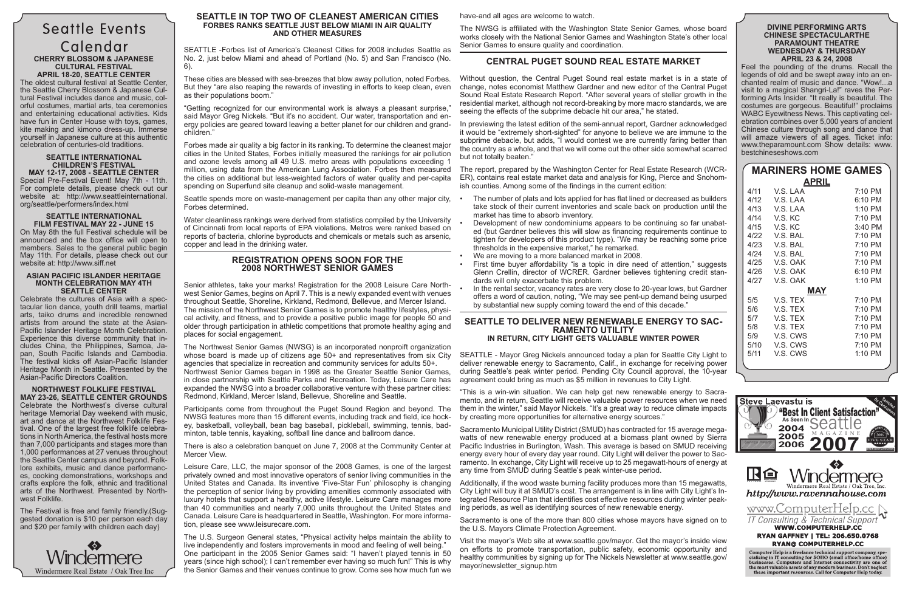# Seattle Events Calendar

### CHERRY BLOSSOM & JAPANESE CULTURAL FESTIVAL
### APRIL 18-20, SEATTLE CENTER

The oldest cultural festival at Seattle Center, the Seattle Cherry Blossom & Japanese Cultural Festival includes dance and music, colorful costumes, martial arts, tea ceremonies and entertaining educational activities. Kids have fun in Center House with toys, games, kite making and kimono dress-up. Immerse yourself in Japanese culture at this authentic celebration of centuries-old traditions.

### SEATTLE INTERNATIONAL CHILDREN'S FESTIVAL
### MAY 12-17, 2008 - SEATTLE CENTER

Special Pre-Festival Event! May 7th - 11th. For complete details, please check out our website at: http://www.seattleinternational.org/seattle/performers/index.html

### SEATTLE INTERNATIONAL FILM FESTIVAL MAY 22 - JUNE 15

On May 8th the full Festival schedule will be announced and the box office will open to members. Sales to the general public begin May 11th. For details, please check out our website at: http://www.siff.net

### ASIAN PACIFIC ISLANDER HERITAGE MONTH CELEBRATION MAY 4TH SEATTLE CENTER

Celebrate the cultures of Asia with a spectacular lion dance, youth drill teams, martial arts, taiko drums and incredible renowned artists from around the state at the Asian-Pacific Islander Heritage Month Celebration. Experience this diverse community that includes China, the Philippines, Samoa, Japan, South Pacific Islands and Cambodia. The festival kicks off Asian-Pacific Islander Heritage Month in Seattle. Presented by the Asian-Pacific Directors Coalition.

### NORTHWEST FOLKLIFE FESTIVAL
### MAY 23-26, SEATTLE CENTER GROUNDS

Celebrate the Northwest's diverse cultural heritage Memorial Day weekend with music, art and dance at the Northwest Folklife Festival. One of the largest free folklife celebrations in North America, the festival hosts more than 7,000 participants and stages more than 1,000 performances at 27 venues throughout the Seattle Center campus and beyond. Folklore exhibits, music and dance performances, cooking demonstrations, workshops and crafts explore the folk, ethnic and traditional arts of the Northwest. Presented by Northwest Folklife.

The Festival is free and family friendly.(Suggested donation is $10 per person each day and $20 per family with children each day)

Windermere
Windermere Real Estate / Oak Tree Inc

## SEATTLE IN TOP TWO OF CLEANEST AMERICAN CITIES
### FORBES RANKS SEATTLE JUST BELOW MIAMI IN AIR QUALITY AND OTHER MEASURES

SEATTLE -Forbes list of America's Cleanest Cities for 2008 includes Seattle as No. 2, just below Miami and ahead of Portland (No. 5) and San Francisco (No. 6).

These cities are blessed with sea-breezes that blow away pollution, noted Forbes. But they "are also reaping the rewards of investing in efforts to keep clean, even as their populations boom."

"Getting recognized for our environmental work is always a pleasant surprise," said Mayor Greg Nickels. "But it's no accident. Our water, transportation and energy policies are geared toward leaving a better planet for our children and grandchildren."

Forbes made air quality a big factor in its ranking. To determine the cleanest major cities in the United States, Forbes initially measured the rankings for air pollution and ozone levels among all 49 U.S. metro areas with populations exceeding 1 million, using data from the American Lung Association. Forbes then measured the cities on additional but less-weighted factors of water quality and per-capita spending on Superfund site cleanup and solid-waste management.

Seattle spends more on waste-management per capita than any other major city, Forbes determined.

Water cleanliness rankings were derived from statistics compiled by the University of Cincinnati from local reports of EPA violations. Metros were ranked based on reports of bacteria, chlorine byproducts and chemicals or metals such as arsenic, copper and lead in the drinking water.

## REGISTRATION OPENS SOON FOR THE 2008 NORTHWEST SENIOR GAMES

Senior athletes, take your marks! Registration for the 2008 Leisure Care Northwest Senior Games, begins on April 7. This is a newly expanded event with venues throughout Seattle, Shoreline, Kirkland, Redmond, Bellevue, and Mercer Island. The mission of the Northwest Senior Games is to promote healthy lifestyles, physical activity, and fitness, and to provide a positive public image for people 50 and older through participation in athletic competitions that promote healthy aging and places for social engagement.

The Northwest Senior Games (NWSG) is an incorporated nonprofit organization whose board is made up of citizens age 50+ and representatives from six City agencies that specialize in recreation and community services for adults 50+. Northwest Senior Games began in 1998 as the Greater Seattle Senior Games, in close partnership with Seattle Parks and Recreation. Today, Leisure Care has expanded the NWSG into a broader collaborative venture with these partner cities: Redmond, Kirkland, Mercer Island, Bellevue, Shoreline and Seattle.

Participants come from throughout the Puget Sound Region and beyond. The NWSG features more than 15 different events, including track and field, ice hockey, basketball, volleyball, bean bag baseball, pickleball, swimming, tennis, badminton, table tennis, kayaking, softball line dance and ballroom dance.

There is also a celebration banquet on June 7, 2008 at the Community Center at Mercer View.

Leisure Care, LLC, the major sponsor of the 2008 Games, is one of the largest privately owned and most innovative operators of senior living communities in the United States and Canada. Its inventive 'Five-Star Fun' philosophy is changing the perception of senior living by providing amenities commonly associated with luxury hotels that support a healthy, active lifestyle. Leisure Care manages more than 40 communities and nearly 7,000 units throughout the United States and Canada. Leisure Care is headquartered in Seattle, Washington. For more information, please see www.leisurecare.com.

The U.S. Surgeon General states, "Physical activity helps maintain the ability to live independently and fosters improvements in mood and feeling of well being." One participant in the 2005 Senior Games said: "I haven't played tennis in 50 years (since high school); I can't remember ever having so much fun!" This is why the Senior Games and their venues continue to grow. Come see how much fun we have-and all ages are welcome to watch.

The NWSG is affiliated with the Washington State Senior Games, whose board works closely with the National Senior Games and Washington State's other local Senior Games to ensure quality and coordination.

## CENTRAL PUGET SOUND REAL ESTATE MARKET

Without question, the Central Puget Sound real estate market is in a state of change, notes economist Matthew Gardner and new editor of the Central Puget Sound Real Estate Research Report. "After several years of stellar growth in the residential market, although not record-breaking by more macro standards, we are seeing the effects of the subprime debacle hit our area," he stated.

In previewing the latest edition of the semi-annual report, Gardner acknowledged it would be "extremely short-sighted" for anyone to believe we are immune to the subprime debacle, but adds, "I would contest we are currently faring better than the country as a whole, and that we will come out the other side somewhat scarred but not totally beaten."

The report, prepared by the Washington Center for Real Estate Research (WCRER), contains real estate market data and analysis for King, Pierce and Snohomish counties. Among some of the findings in the current edition:

- The number of plats and lots applied for has flat lined or decreased as builders take stock of their current inventories and scale back on production until the market has time to absorb inventory.
- Development of new condominiums appears to be continuing so far unabated (but Gardner believes this will slow as financing requirements continue to tighten for developers of this product type). "We may be reaching some price thresholds in the expensive market," he remarked.
- We are moving to a more balanced market in 2008.
- First time buyer affordability "is a topic in dire need of attention," suggests Glenn Crellin, director of WCRER. Gardner believes tightening credit standards will only exacerbate this problem.
- In the rental sector, vacancy rates are very close to 20-year lows, but Gardner offers a word of caution, noting, "We may see pent-up demand being usurped by substantial new supply coming toward the end of this decade."

## SEATTLE TO DELIVER NEW RENEWABLE ENERGY TO SACRAMENTO UTILITY
### IN RETURN, CITY LIGHT GETS VALUABLE WINTER POWER

SEATTLE - Mayor Greg Nickels announced today a plan for Seattle City Light to deliver renewable energy to Sacramento, Calif., in exchange for receiving power during Seattle's peak winter period. Pending City Council approval, the 10-year agreement could bring as much as $5 million in revenues to City Light.

"This is a win-win situation. We can help get new renewable energy to Sacramento, and in return, Seattle will receive valuable power resources when we need them in the winter," said Mayor Nickels. "It's a great way to reduce climate impacts by creating more opportunities for alternative energy sources."

Sacramento Municipal Utility District (SMUD) has contracted for 15 average megawatts of new renewable energy produced at a biomass plant owned by Sierra Pacific Industries in Burlington, Wash. This average is based on SMUD receiving energy every hour of every day year round. City Light will deliver the power to Sacramento. In exchange, City Light will receive up to 25 megawatt-hours of energy at any time from SMUD during Seattle's peak winter-use period.

Additionally, if the wood waste burning facility produces more than 15 megawatts, City Light will buy it at SMUD's cost. The arrangement is in line with City Light's Integrated Resource Plan that identifies cost effective resources during winter peaking periods, as well as identifying sources of new renewable energy.

Sacramento is one of the more than 800 cities whose mayors have signed on to the U.S. Mayors Climate Protection Agreement.

Visit the mayor's Web site at www.seattle.gov/mayor. Get the mayor's inside view on efforts to promote transportation, public safety, economic opportunity and healthy communities by signing up for The Nickels Newsletter at www.seattle.gov/mayor/newsletter_signup.htm

### DIVINE PERFORMING ARTS CHINESE SPECTACULARTHE PARAMOUNT THEATRE WEDNESDAY & THURSDAY APRIL 23 & 24, 2008

Feel the pounding of the drums. Recall the legends of old and be swept away into an enchanted realm of music and dance. "Wow!...a visit to a magical Shangri-La!" raves the Performing Arts Insider. "It really is beautiful. The costumes are gorgeous. Beautiful!" proclaims WABC Eyewitness News. This captivating celebration combines over 5,000 years of ancient Chinese culture through song and dance that will amaze viewers of all ages. Ticket info: www.theparamount.com Show details: www.bestchineseshows.com

## MARINERS HOME GAMES

| | | |
|---|---|---|
| **APRIL** | | |
| 4/11 | V.S. LAA | 7:10 PM |
| 4/12 | V.S. LAA | 6:10 PM |
| 4/13 | V.S. LAA | 1:10 PM |
| 4/14 | V.S. KC | 7:10 PM |
| 4/15 | V.S. KC | 3:40 PM |
| 4/22 | V.S. BAL | 7:10 PM |
| 4/23 | V.S. BAL | 7:10 PM |
| 4/24 | V.S. BAL | 7:10 PM |
| 4/25 | V.S. OAK | 7:10 PM |
| 4/26 | V.S. OAK | 6:10 PM |
| 4/27 | V.S. OAK | 1:10 PM |
| **MAY** | | |
| 5/5 | V.S. TEX | 7:10 PM |
| 5/6 | V.S. TEX | 7:10 PM |
| 5/7 | V.S. TEX | 7:10 PM |
| 5/8 | V.S. TEX | 7:10 PM |
| 5/9 | V.S. CWS | 7:10 PM |
| 5/10 | V.S. CWS | 7:10 PM |
| 5/11 | V.S. CWS | 1:10 PM |

Steve Laevastu is "Best In Client Satisfaction" As Seen In Seattle Magazine 2004 2005 2006 2007

Windermere
Windermere Real Estate / Oak Tree, Inc.
http://www.ravennahouse.com

www.ComputerHelp.cc
IT Consulting & Technical Support
WWW.COMPUTERHELP.CC
RYAN GAFFNEY | TEL: 206.650.0768
RYAN@COMPUTERHELP.CC

Computer Help is a freelance technical support company specializing in IT consulting for SOHO (small office/home office) businesses. Computers and Internet connectivity are one of the most valuable assets of any modern business. Don't neglect these important resources. Call for Computer Help today.